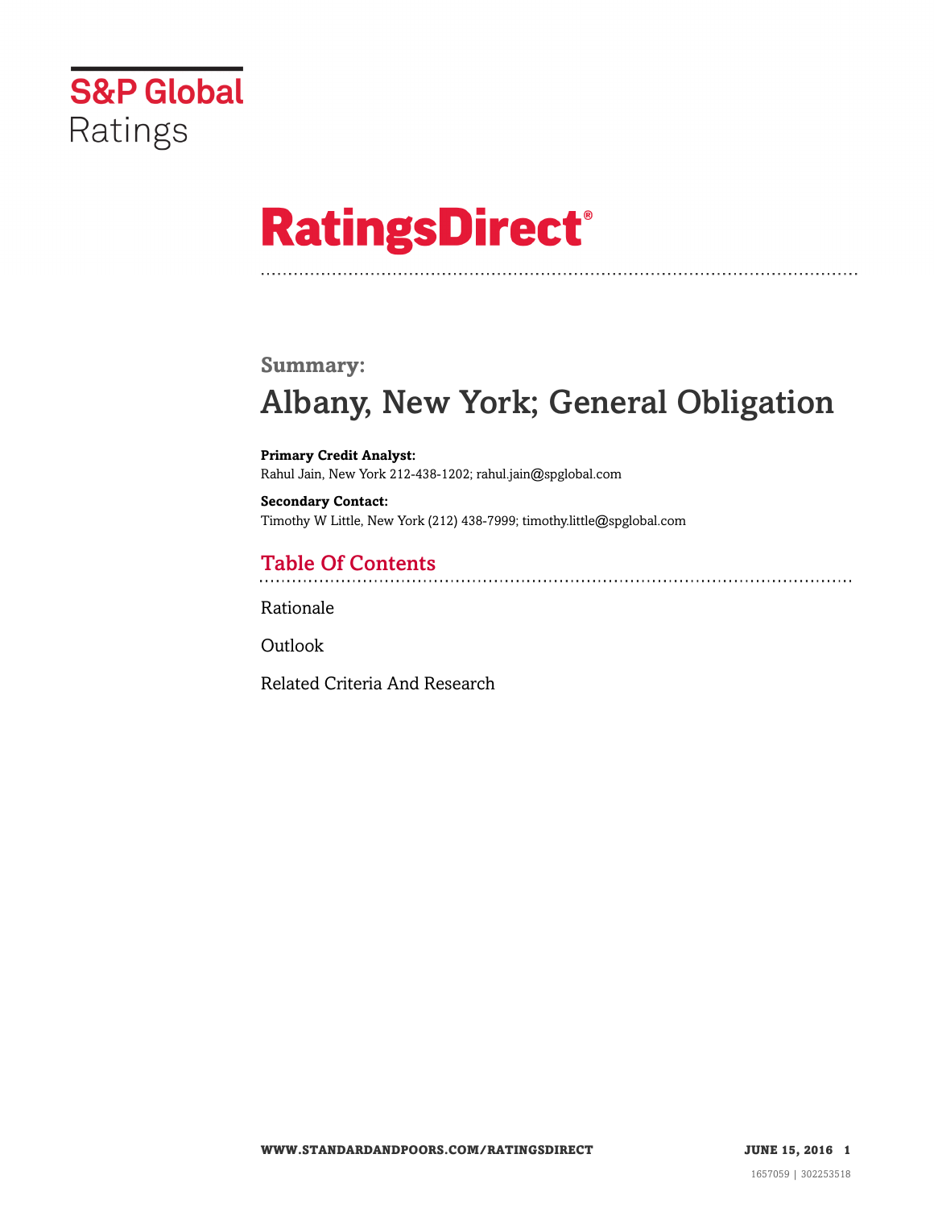S&P Global Ratings

# RatingsDirect®

## Summary:

# Albany, New York; General Obligation

**Primary Credit Analyst:**
Rahul Jain, New York 212-438-1202; rahul.jain@spglobal.com

**Secondary Contact:**
Timothy W Little, New York (212) 438-7999; timothy.little@spglobal.com

## Table Of Contents

Rationale

Outlook

Related Criteria And Research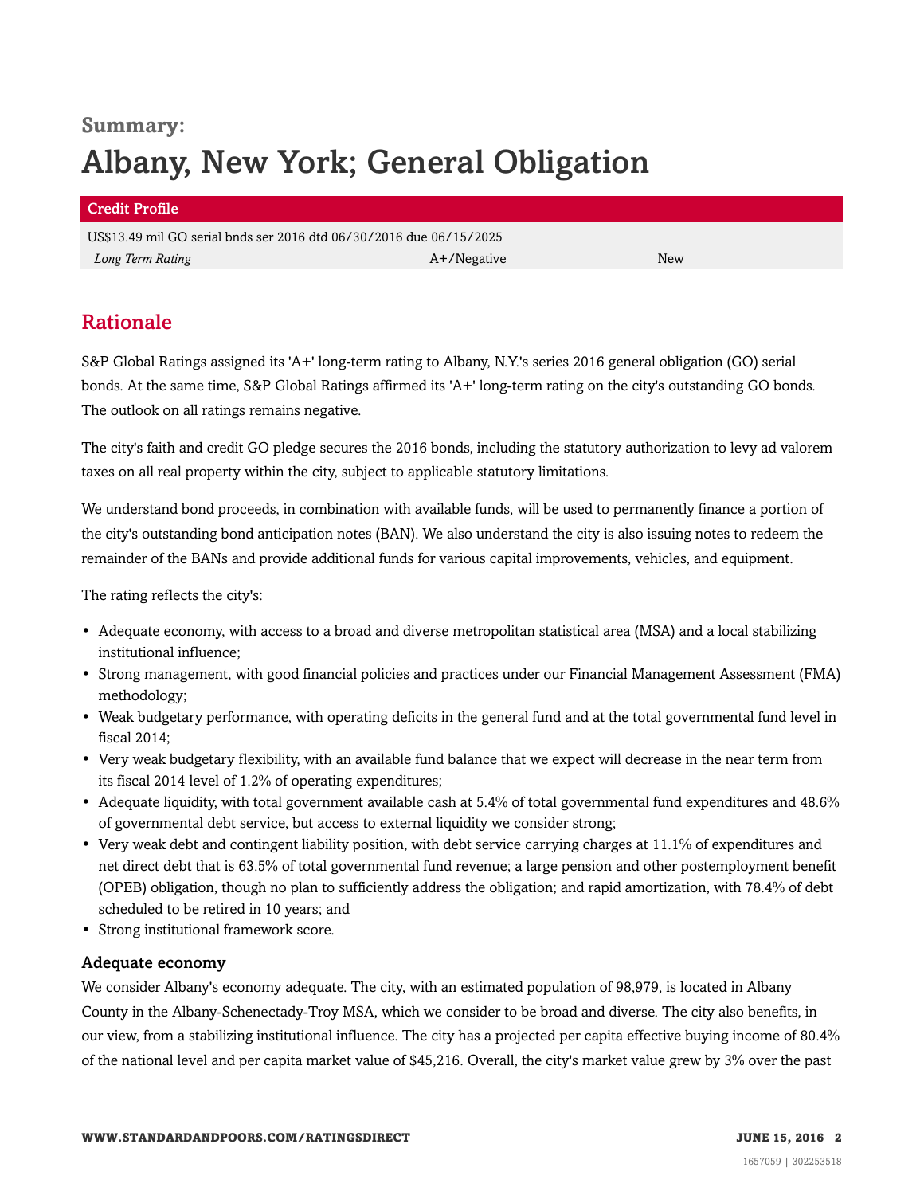**Summary:**

# Albany, New York; General Obligation

| Credit Profile | | |
|---|---|---|
| US$13.49 mil GO serial bnds ser 2016 dtd 06/30/2016 due 06/15/2025 | | |
| *Long Term Rating* | A+/Negative | New |

## Rationale

S&P Global Ratings assigned its 'A+' long-term rating to Albany, N.Y.'s series 2016 general obligation (GO) serial bonds. At the same time, S&P Global Ratings affirmed its 'A+' long-term rating on the city's outstanding GO bonds. The outlook on all ratings remains negative.

The city's faith and credit GO pledge secures the 2016 bonds, including the statutory authorization to levy ad valorem taxes on all real property within the city, subject to applicable statutory limitations.

We understand bond proceeds, in combination with available funds, will be used to permanently finance a portion of the city's outstanding bond anticipation notes (BAN). We also understand the city is also issuing notes to redeem the remainder of the BANs and provide additional funds for various capital improvements, vehicles, and equipment.

The rating reflects the city's:

- Adequate economy, with access to a broad and diverse metropolitan statistical area (MSA) and a local stabilizing institutional influence;
- Strong management, with good financial policies and practices under our Financial Management Assessment (FMA) methodology;
- Weak budgetary performance, with operating deficits in the general fund and at the total governmental fund level in fiscal 2014;
- Very weak budgetary flexibility, with an available fund balance that we expect will decrease in the near term from its fiscal 2014 level of 1.2% of operating expenditures;
- Adequate liquidity, with total government available cash at 5.4% of total governmental fund expenditures and 48.6% of governmental debt service, but access to external liquidity we consider strong;
- Very weak debt and contingent liability position, with debt service carrying charges at 11.1% of expenditures and net direct debt that is 63.5% of total governmental fund revenue; a large pension and other postemployment benefit (OPEB) obligation, though no plan to sufficiently address the obligation; and rapid amortization, with 78.4% of debt scheduled to be retired in 10 years; and
- Strong institutional framework score.

### Adequate economy

We consider Albany's economy adequate. The city, with an estimated population of 98,979, is located in Albany County in the Albany-Schenectady-Troy MSA, which we consider to be broad and diverse. The city also benefits, in our view, from a stabilizing institutional influence. The city has a projected per capita effective buying income of 80.4% of the national level and per capita market value of $45,216. Overall, the city's market value grew by 3% over the past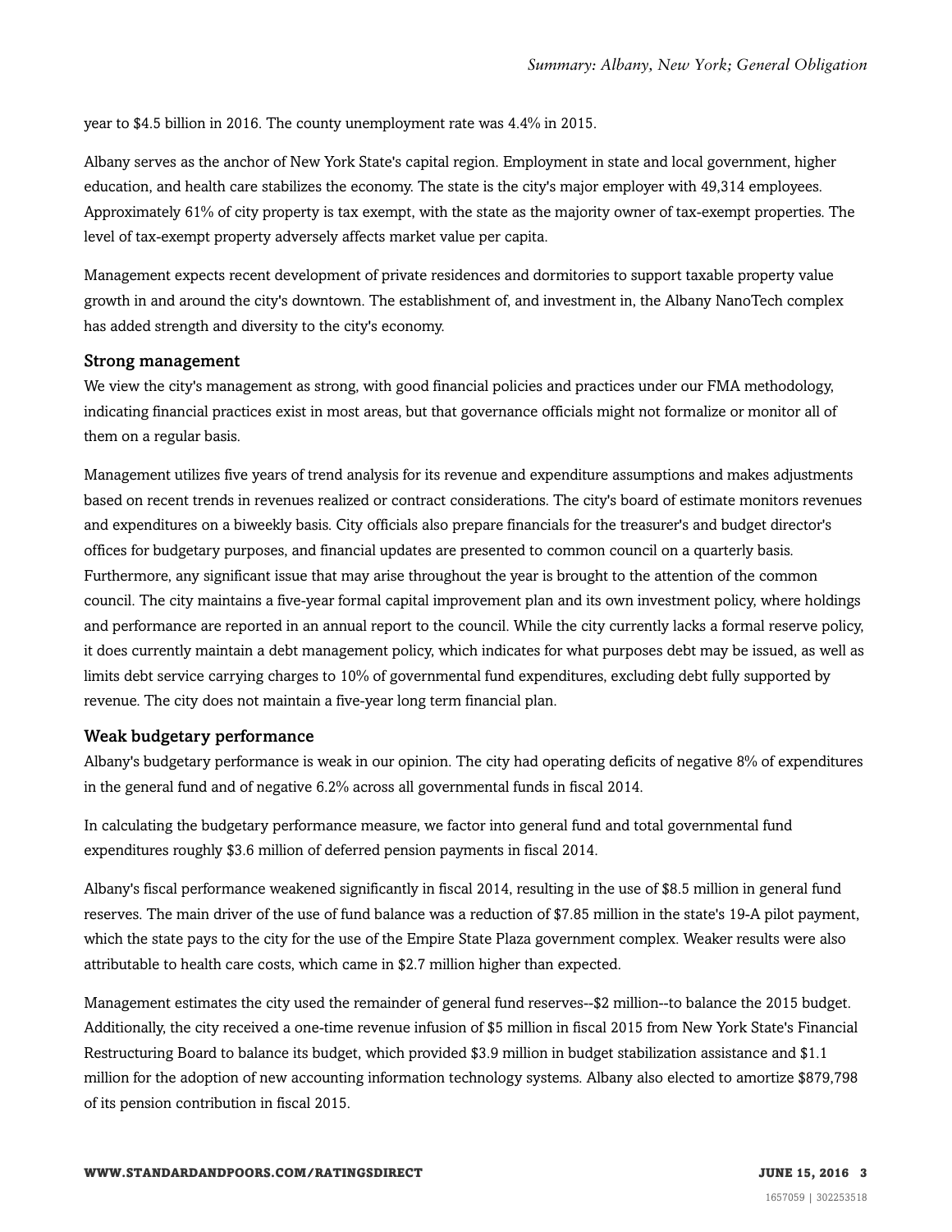year to $4.5 billion in 2016. The county unemployment rate was 4.4% in 2015.

Albany serves as the anchor of New York State's capital region. Employment in state and local government, higher education, and health care stabilizes the economy. The state is the city's major employer with 49,314 employees. Approximately 61% of city property is tax exempt, with the state as the majority owner of tax-exempt properties. The level of tax-exempt property adversely affects market value per capita.

Management expects recent development of private residences and dormitories to support taxable property value growth in and around the city's downtown. The establishment of, and investment in, the Albany NanoTech complex has added strength and diversity to the city's economy.

### Strong management

We view the city's management as strong, with good financial policies and practices under our FMA methodology, indicating financial practices exist in most areas, but that governance officials might not formalize or monitor all of them on a regular basis.

Management utilizes five years of trend analysis for its revenue and expenditure assumptions and makes adjustments based on recent trends in revenues realized or contract considerations. The city's board of estimate monitors revenues and expenditures on a biweekly basis. City officials also prepare financials for the treasurer's and budget director's offices for budgetary purposes, and financial updates are presented to common council on a quarterly basis. Furthermore, any significant issue that may arise throughout the year is brought to the attention of the common council. The city maintains a five-year formal capital improvement plan and its own investment policy, where holdings and performance are reported in an annual report to the council. While the city currently lacks a formal reserve policy, it does currently maintain a debt management policy, which indicates for what purposes debt may be issued, as well as limits debt service carrying charges to 10% of governmental fund expenditures, excluding debt fully supported by revenue. The city does not maintain a five-year long term financial plan.

### Weak budgetary performance

Albany's budgetary performance is weak in our opinion. The city had operating deficits of negative 8% of expenditures in the general fund and of negative 6.2% across all governmental funds in fiscal 2014.

In calculating the budgetary performance measure, we factor into general fund and total governmental fund expenditures roughly $3.6 million of deferred pension payments in fiscal 2014.

Albany's fiscal performance weakened significantly in fiscal 2014, resulting in the use of $8.5 million in general fund reserves. The main driver of the use of fund balance was a reduction of $7.85 million in the state's 19-A pilot payment, which the state pays to the city for the use of the Empire State Plaza government complex. Weaker results were also attributable to health care costs, which came in $2.7 million higher than expected.

Management estimates the city used the remainder of general fund reserves--$2 million--to balance the 2015 budget. Additionally, the city received a one-time revenue infusion of $5 million in fiscal 2015 from New York State's Financial Restructuring Board to balance its budget, which provided $3.9 million in budget stabilization assistance and $1.1 million for the adoption of new accounting information technology systems. Albany also elected to amortize $879,798 of its pension contribution in fiscal 2015.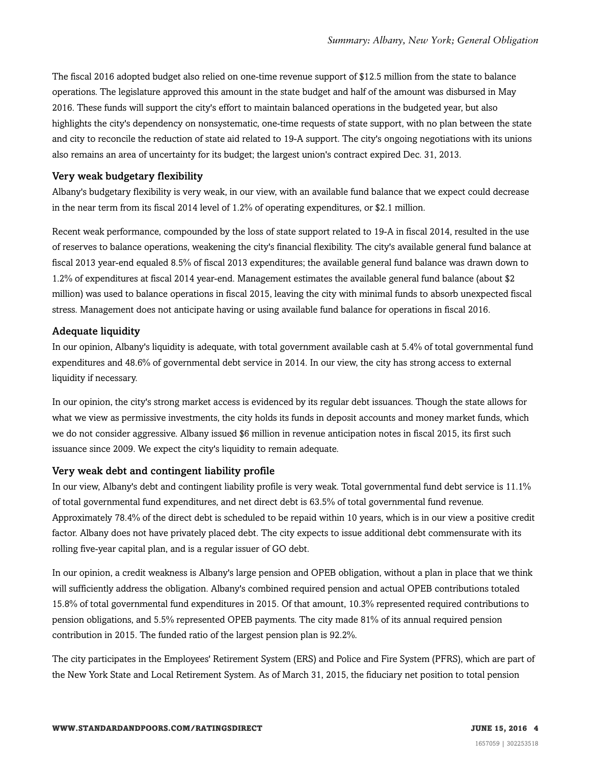The fiscal 2016 adopted budget also relied on one-time revenue support of $12.5 million from the state to balance operations. The legislature approved this amount in the state budget and half of the amount was disbursed in May 2016. These funds will support the city's effort to maintain balanced operations in the budgeted year, but also highlights the city's dependency on nonsystematic, one-time requests of state support, with no plan between the state and city to reconcile the reduction of state aid related to 19-A support. The city's ongoing negotiations with its unions also remains an area of uncertainty for its budget; the largest union's contract expired Dec. 31, 2013.

### Very weak budgetary flexibility

Albany's budgetary flexibility is very weak, in our view, with an available fund balance that we expect could decrease in the near term from its fiscal 2014 level of 1.2% of operating expenditures, or $2.1 million.

Recent weak performance, compounded by the loss of state support related to 19-A in fiscal 2014, resulted in the use of reserves to balance operations, weakening the city's financial flexibility. The city's available general fund balance at fiscal 2013 year-end equaled 8.5% of fiscal 2013 expenditures; the available general fund balance was drawn down to 1.2% of expenditures at fiscal 2014 year-end. Management estimates the available general fund balance (about $2 million) was used to balance operations in fiscal 2015, leaving the city with minimal funds to absorb unexpected fiscal stress. Management does not anticipate having or using available fund balance for operations in fiscal 2016.

### Adequate liquidity

In our opinion, Albany's liquidity is adequate, with total government available cash at 5.4% of total governmental fund expenditures and 48.6% of governmental debt service in 2014. In our view, the city has strong access to external liquidity if necessary.

In our opinion, the city's strong market access is evidenced by its regular debt issuances. Though the state allows for what we view as permissive investments, the city holds its funds in deposit accounts and money market funds, which we do not consider aggressive. Albany issued $6 million in revenue anticipation notes in fiscal 2015, its first such issuance since 2009. We expect the city's liquidity to remain adequate.

### Very weak debt and contingent liability profile

In our view, Albany's debt and contingent liability profile is very weak. Total governmental fund debt service is 11.1% of total governmental fund expenditures, and net direct debt is 63.5% of total governmental fund revenue. Approximately 78.4% of the direct debt is scheduled to be repaid within 10 years, which is in our view a positive credit factor. Albany does not have privately placed debt. The city expects to issue additional debt commensurate with its rolling five-year capital plan, and is a regular issuer of GO debt.

In our opinion, a credit weakness is Albany's large pension and OPEB obligation, without a plan in place that we think will sufficiently address the obligation. Albany's combined required pension and actual OPEB contributions totaled 15.8% of total governmental fund expenditures in 2015. Of that amount, 10.3% represented required contributions to pension obligations, and 5.5% represented OPEB payments. The city made 81% of its annual required pension contribution in 2015. The funded ratio of the largest pension plan is 92.2%.

The city participates in the Employees' Retirement System (ERS) and Police and Fire System (PFRS), which are part of the New York State and Local Retirement System. As of March 31, 2015, the fiduciary net position to total pension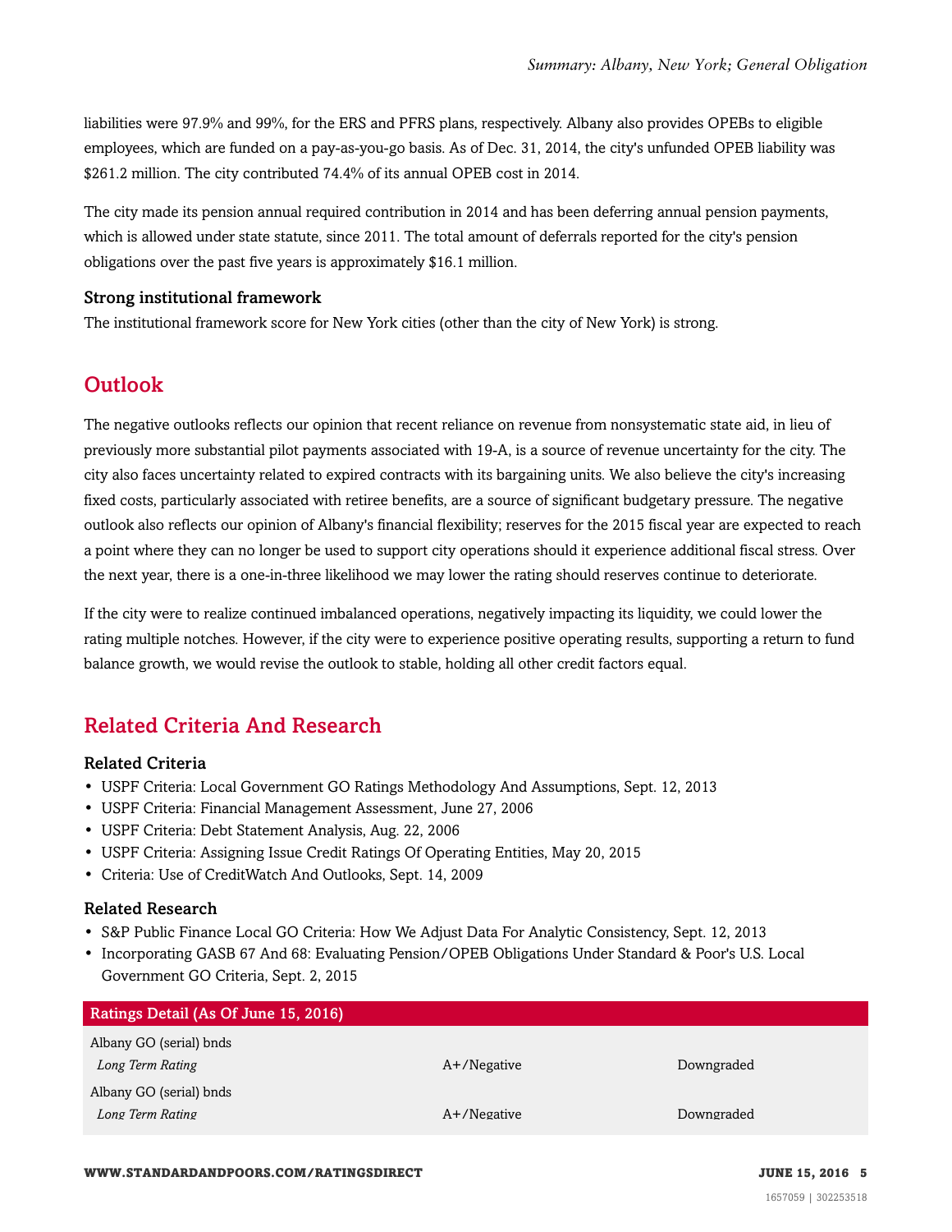liabilities were 97.9% and 99%, for the ERS and PFRS plans, respectively. Albany also provides OPEBs to eligible employees, which are funded on a pay-as-you-go basis. As of Dec. 31, 2014, the city's unfunded OPEB liability was $261.2 million. The city contributed 74.4% of its annual OPEB cost in 2014.

The city made its pension annual required contribution in 2014 and has been deferring annual pension payments, which is allowed under state statute, since 2011. The total amount of deferrals reported for the city's pension obligations over the past five years is approximately $16.1 million.

### Strong institutional framework

The institutional framework score for New York cities (other than the city of New York) is strong.

## Outlook

The negative outlooks reflects our opinion that recent reliance on revenue from nonsystematic state aid, in lieu of previously more substantial pilot payments associated with 19-A, is a source of revenue uncertainty for the city. The city also faces uncertainty related to expired contracts with its bargaining units. We also believe the city's increasing fixed costs, particularly associated with retiree benefits, are a source of significant budgetary pressure. The negative outlook also reflects our opinion of Albany's financial flexibility; reserves for the 2015 fiscal year are expected to reach a point where they can no longer be used to support city operations should it experience additional fiscal stress. Over the next year, there is a one-in-three likelihood we may lower the rating should reserves continue to deteriorate.

If the city were to realize continued imbalanced operations, negatively impacting its liquidity, we could lower the rating multiple notches. However, if the city were to experience positive operating results, supporting a return to fund balance growth, we would revise the outlook to stable, holding all other credit factors equal.

## Related Criteria And Research

### Related Criteria

- USPF Criteria: Local Government GO Ratings Methodology And Assumptions, Sept. 12, 2013
- USPF Criteria: Financial Management Assessment, June 27, 2006
- USPF Criteria: Debt Statement Analysis, Aug. 22, 2006
- USPF Criteria: Assigning Issue Credit Ratings Of Operating Entities, May 20, 2015
- Criteria: Use of CreditWatch And Outlooks, Sept. 14, 2009

### Related Research

- S&P Public Finance Local GO Criteria: How We Adjust Data For Analytic Consistency, Sept. 12, 2013
- Incorporating GASB 67 And 68: Evaluating Pension/OPEB Obligations Under Standard & Poor's U.S. Local Government GO Criteria, Sept. 2, 2015

| Ratings Detail (As Of June 15, 2016) | | |
|---|---|---|
| Albany GO (serial) bnds | | |
| *Long Term Rating* | A+/Negative | Downgraded |
| Albany GO (serial) bnds | | |
| *Long Term Rating* | A+/Negative | Downgraded |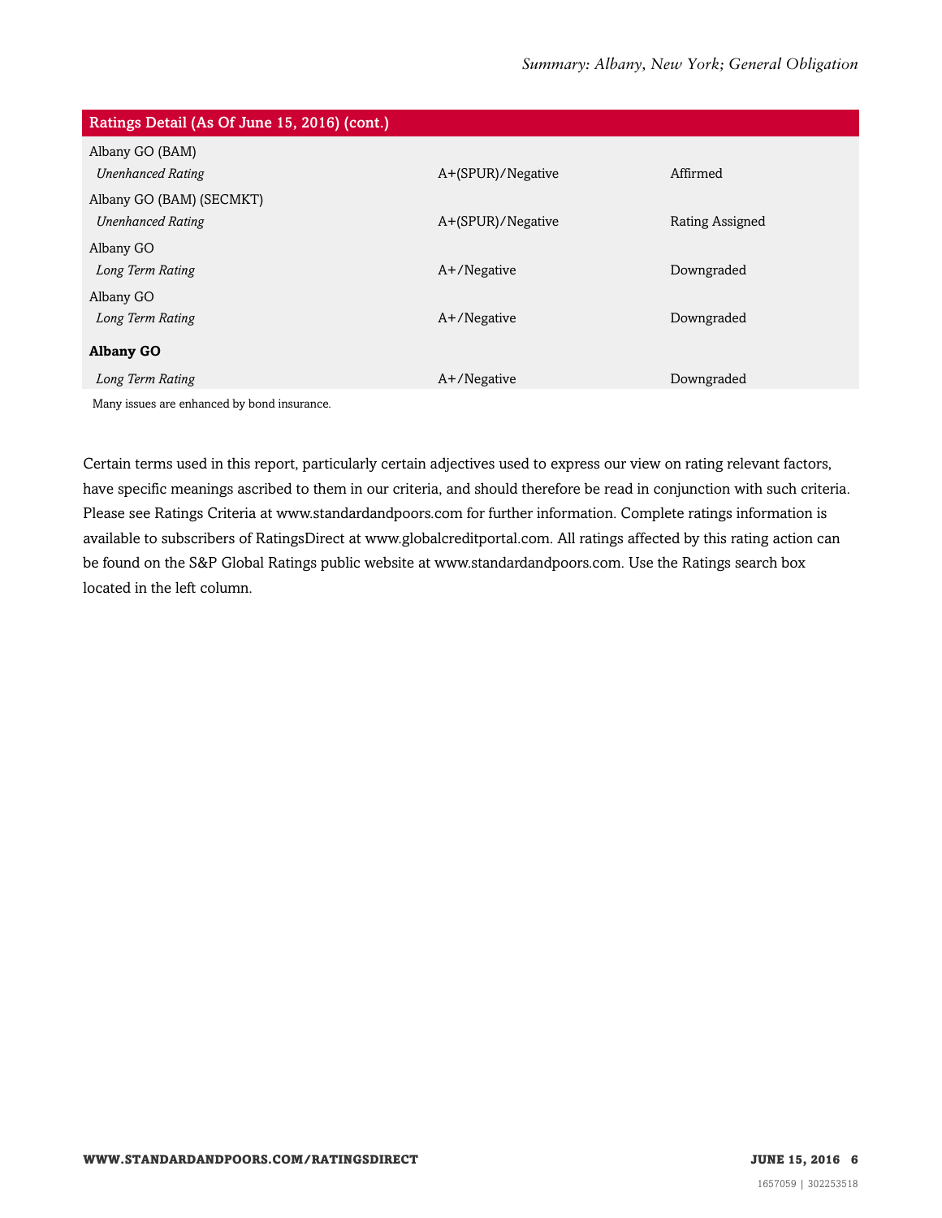| Ratings Detail (As Of June 15, 2016) (cont.) | | |
|---|---|---|
| Albany GO (BAM) | | |
| *Unenhanced Rating* | A+(SPUR)/Negative | Affirmed |
| Albany GO (BAM) (SECMKT) | | |
| *Unenhanced Rating* | A+(SPUR)/Negative | Rating Assigned |
| Albany GO | | |
| *Long Term Rating* | A+/Negative | Downgraded |
| Albany GO | | |
| *Long Term Rating* | A+/Negative | Downgraded |
| **Albany GO** | | |
| *Long Term Rating* | A+/Negative | Downgraded |

Many issues are enhanced by bond insurance.

Certain terms used in this report, particularly certain adjectives used to express our view on rating relevant factors, have specific meanings ascribed to them in our criteria, and should therefore be read in conjunction with such criteria. Please see Ratings Criteria at www.standardandpoors.com for further information. Complete ratings information is available to subscribers of RatingsDirect at www.globalcreditportal.com. All ratings affected by this rating action can be found on the S&P Global Ratings public website at www.standardandpoors.com. Use the Ratings search box located in the left column.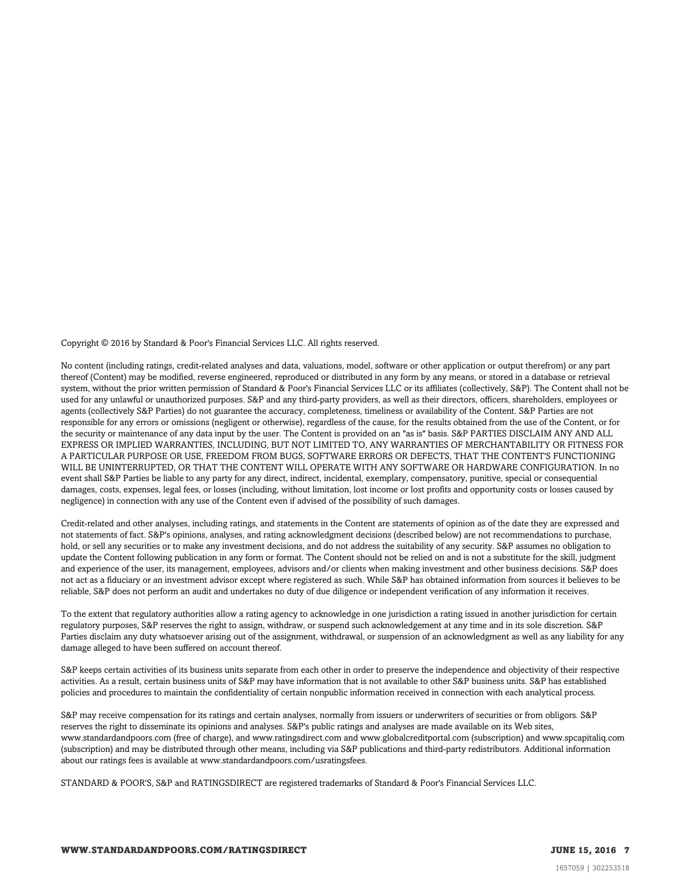Copyright © 2016 by Standard & Poor's Financial Services LLC. All rights reserved.

No content (including ratings, credit-related analyses and data, valuations, model, software or other application or output therefrom) or any part thereof (Content) may be modified, reverse engineered, reproduced or distributed in any form by any means, or stored in a database or retrieval system, without the prior written permission of Standard & Poor's Financial Services LLC or its affiliates (collectively, S&P). The Content shall not be used for any unlawful or unauthorized purposes. S&P and any third-party providers, as well as their directors, officers, shareholders, employees or agents (collectively S&P Parties) do not guarantee the accuracy, completeness, timeliness or availability of the Content. S&P Parties are not responsible for any errors or omissions (negligent or otherwise), regardless of the cause, for the results obtained from the use of the Content, or for the security or maintenance of any data input by the user. The Content is provided on an "as is" basis. S&P PARTIES DISCLAIM ANY AND ALL EXPRESS OR IMPLIED WARRANTIES, INCLUDING, BUT NOT LIMITED TO, ANY WARRANTIES OF MERCHANTABILITY OR FITNESS FOR A PARTICULAR PURPOSE OR USE, FREEDOM FROM BUGS, SOFTWARE ERRORS OR DEFECTS, THAT THE CONTENT'S FUNCTIONING WILL BE UNINTERRUPTED, OR THAT THE CONTENT WILL OPERATE WITH ANY SOFTWARE OR HARDWARE CONFIGURATION. In no event shall S&P Parties be liable to any party for any direct, indirect, incidental, exemplary, compensatory, punitive, special or consequential damages, costs, expenses, legal fees, or losses (including, without limitation, lost income or lost profits and opportunity costs or losses caused by negligence) in connection with any use of the Content even if advised of the possibility of such damages.

Credit-related and other analyses, including ratings, and statements in the Content are statements of opinion as of the date they are expressed and not statements of fact. S&P's opinions, analyses, and rating acknowledgment decisions (described below) are not recommendations to purchase, hold, or sell any securities or to make any investment decisions, and do not address the suitability of any security. S&P assumes no obligation to update the Content following publication in any form or format. The Content should not be relied on and is not a substitute for the skill, judgment and experience of the user, its management, employees, advisors and/or clients when making investment and other business decisions. S&P does not act as a fiduciary or an investment advisor except where registered as such. While S&P has obtained information from sources it believes to be reliable, S&P does not perform an audit and undertakes no duty of due diligence or independent verification of any information it receives.

To the extent that regulatory authorities allow a rating agency to acknowledge in one jurisdiction a rating issued in another jurisdiction for certain regulatory purposes, S&P reserves the right to assign, withdraw, or suspend such acknowledgement at any time and in its sole discretion. S&P Parties disclaim any duty whatsoever arising out of the assignment, withdrawal, or suspension of an acknowledgment as well as any liability for any damage alleged to have been suffered on account thereof.

S&P keeps certain activities of its business units separate from each other in order to preserve the independence and objectivity of their respective activities. As a result, certain business units of S&P may have information that is not available to other S&P business units. S&P has established policies and procedures to maintain the confidentiality of certain nonpublic information received in connection with each analytical process.

S&P may receive compensation for its ratings and certain analyses, normally from issuers or underwriters of securities or from obligors. S&P reserves the right to disseminate its opinions and analyses. S&P's public ratings and analyses are made available on its Web sites, www.standardandpoors.com (free of charge), and www.ratingsdirect.com and www.globalcreditportal.com (subscription) and www.spcapitaliq.com (subscription) and may be distributed through other means, including via S&P publications and third-party redistributors. Additional information about our ratings fees is available at www.standardandpoors.com/usratingsfees.

STANDARD & POOR'S, S&P and RATINGSDIRECT are registered trademarks of Standard & Poor's Financial Services LLC.